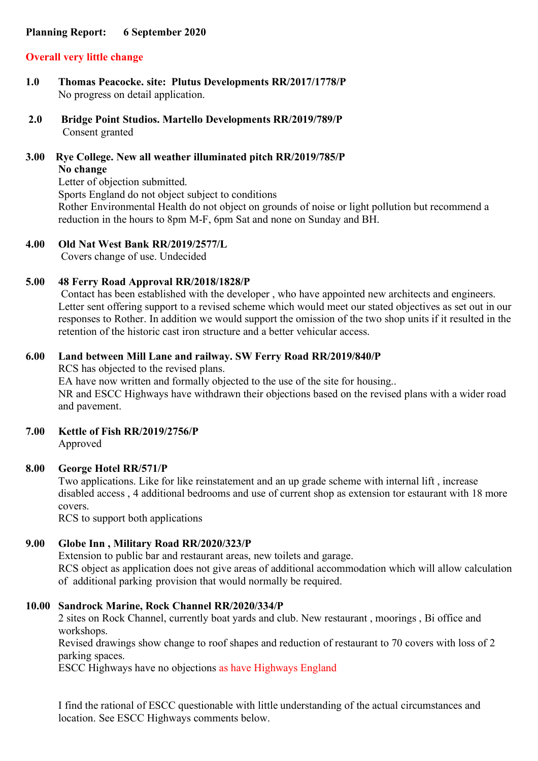**Planning Report: 6 September 2020**

**Overall very little change**

**1.0 Thomas Peacocke. site: Plutus Developments RR/2017/1778/P**
No progress on detail application.

**2.0 Bridge Point Studios. Martello Developments RR/2019/789/P**
Consent granted

**3.00 Rye College. New all weather illuminated pitch RR/2019/785/P**
**No change**
Letter of objection submitted.
Sports England do not object subject to conditions
Rother Environmental Health do not object on grounds of noise or light pollution but recommend a reduction in the hours to 8pm M-F, 6pm Sat and none on Sunday and BH.

**4.00 Old Nat West Bank RR/2019/2577/L**
Covers change of use. Undecided

**5.00 48 Ferry Road Approval RR/2018/1828/P**
Contact has been established with the developer , who have appointed new architects and engineers. Letter sent offering support to a revised scheme which would meet our stated objectives as set out in our responses to Rother. In addition we would support the omission of the two shop units if it resulted in the retention of the historic cast iron structure and a better vehicular access.

**6.00 Land between Mill Lane and railway. SW Ferry Road RR/2019/840/P**
RCS has objected to the revised plans.
EA have now written and formally objected to the use of the site for housing..
NR and ESCC Highways have withdrawn their objections based on the revised plans with a wider road and pavement.

**7.00 Kettle of Fish RR/2019/2756/P**
Approved

**8.00 George Hotel RR/571/P**
Two applications. Like for like reinstatement and an up grade scheme with internal lift , increase disabled access , 4 additional bedrooms and use of current shop as extension tor estaurant with 18 more covers.
RCS to support both applications

**9.00 Globe Inn , Military Road RR/2020/323/P**
Extension to public bar and restaurant areas, new toilets and garage.
RCS object as application does not give areas of additional accommodation which will allow calculation of additional parking provision that would normally be required.

**10.00 Sandrock Marine, Rock Channel RR/2020/334/P**
2 sites on Rock Channel, currently boat yards and club. New restaurant , moorings , Bi office and workshops.
Revised drawings show change to roof shapes and reduction of restaurant to 70 covers with loss of 2 parking spaces.
ESCC Highways have no objections as have Highways England

I find the rational of ESCC questionable with little understanding of the actual circumstances and location. See ESCC Highways comments below.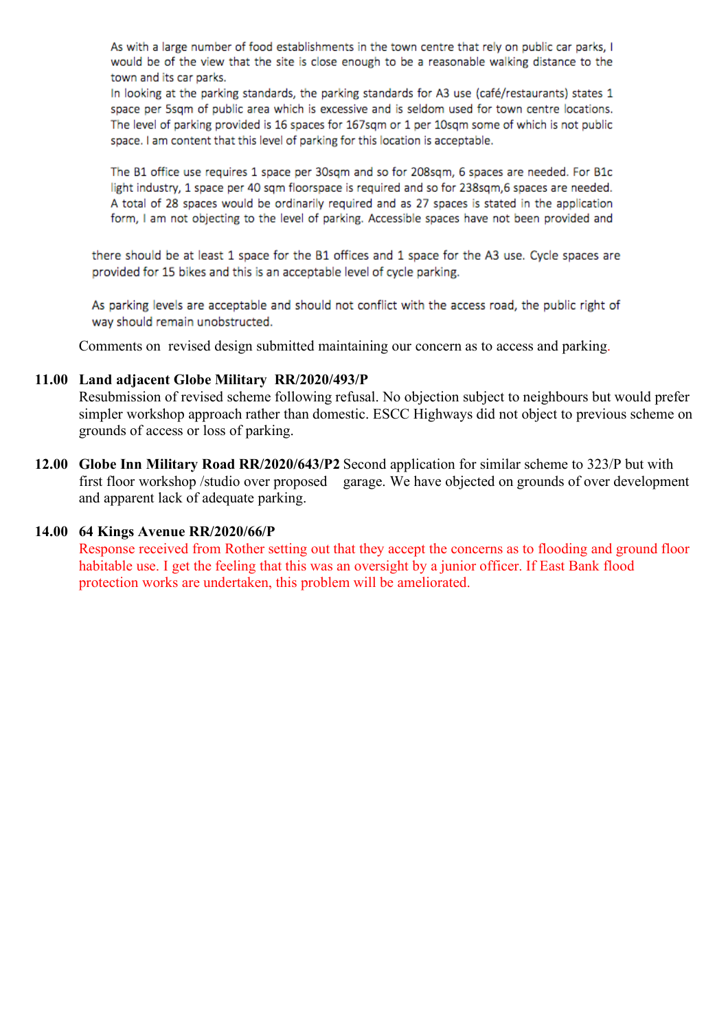As with a large number of food establishments in the town centre that rely on public car parks, I would be of the view that the site is close enough to be a reasonable walking distance to the town and its car parks.
In looking at the parking standards, the parking standards for A3 use (café/restaurants) states 1 space per 5sqm of public area which is excessive and is seldom used for town centre locations. The level of parking provided is 16 spaces for 167sqm or 1 per 10sqm some of which is not public space. I am content that this level of parking for this location is acceptable.

The B1 office use requires 1 space per 30sqm and so for 208sqm, 6 spaces are needed. For B1c light industry, 1 space per 40 sqm floorspace is required and so for 238sqm,6 spaces are needed. A total of 28 spaces would be ordinarily required and as 27 spaces is stated in the application form, I am not objecting to the level of parking. Accessible spaces have not been provided and

there should be at least 1 space for the B1 offices and 1 space for the A3 use. Cycle spaces are provided for 15 bikes and this is an acceptable level of cycle parking.

As parking levels are acceptable and should not conflict with the access road, the public right of way should remain unobstructed.

Comments on revised design submitted maintaining our concern as to access and parking.

**11.00 Land adjacent Globe Military RR/2020/493/P**
Resubmission of revised scheme following refusal. No objection subject to neighbours but would prefer simpler workshop approach rather than domestic. ESCC Highways did not object to previous scheme on grounds of access or loss of parking.

**12.00 Globe Inn Military Road RR/2020/643/P2** Second application for similar scheme to 323/P but with first floor workshop /studio over proposed garage. We have objected on grounds of over development and apparent lack of adequate parking.

**14.00 64 Kings Avenue RR/2020/66/P**
Response received from Rother setting out that they accept the concerns as to flooding and ground floor habitable use. I get the feeling that this was an oversight by a junior officer. If East Bank flood protection works are undertaken, this problem will be ameliorated.